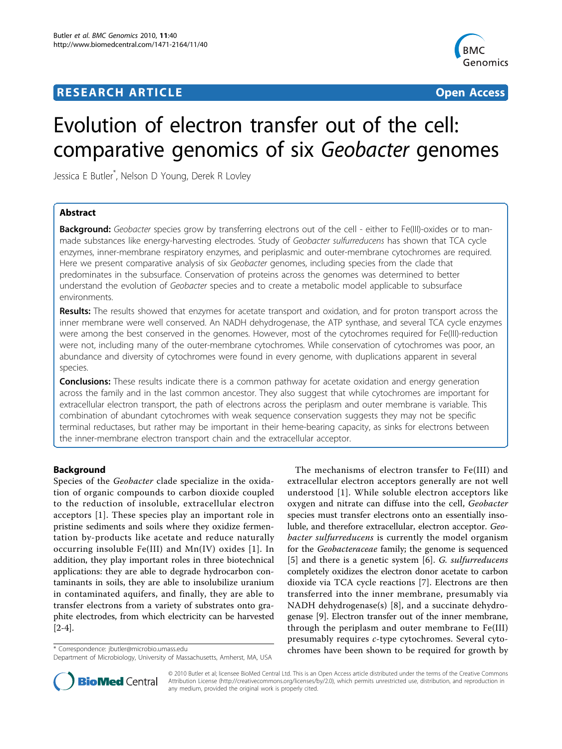**RESEARCH ARTICLE** **Open Access**

# Evolution of electron transfer out of the cell: comparative genomics of six *Geobacter* genomes

Jessica E Butler*, Nelson D Young, Derek R Lovley

## Abstract

**Background:** *Geobacter* species grow by transferring electrons out of the cell - either to Fe(III)-oxides or to man-made substances like energy-harvesting electrodes. Study of *Geobacter sulfurreducens* has shown that TCA cycle enzymes, inner-membrane respiratory enzymes, and periplasmic and outer-membrane cytochromes are required. Here we present comparative analysis of six *Geobacter* genomes, including species from the clade that predominates in the subsurface. Conservation of proteins across the genomes was determined to better understand the evolution of *Geobacter* species and to create a metabolic model applicable to subsurface environments.

**Results:** The results showed that enzymes for acetate transport and oxidation, and for proton transport across the inner membrane were well conserved. An NADH dehydrogenase, the ATP synthase, and several TCA cycle enzymes were among the best conserved in the genomes. However, most of the cytochromes required for Fe(III)-reduction were not, including many of the outer-membrane cytochromes. While conservation of cytochromes was poor, an abundance and diversity of cytochromes were found in every genome, with duplications apparent in several species.

**Conclusions:** These results indicate there is a common pathway for acetate oxidation and energy generation across the family and in the last common ancestor. They also suggest that while cytochromes are important for extracellular electron transport, the path of electrons across the periplasm and outer membrane is variable. This combination of abundant cytochromes with weak sequence conservation suggests they may not be specific terminal reductases, but rather may be important in their heme-bearing capacity, as sinks for electrons between the inner-membrane electron transport chain and the extracellular acceptor.

## Background

Species of the *Geobacter* clade specialize in the oxidation of organic compounds to carbon dioxide coupled to the reduction of insoluble, extracellular electron acceptors [1]. These species play an important role in pristine sediments and soils where they oxidize fermentation by-products like acetate and reduce naturally occurring insoluble Fe(III) and Mn(IV) oxides [1]. In addition, they play important roles in three biotechnical applications: they are able to degrade hydrocarbon contaminants in soils, they are able to insolubilize uranium in contaminated aquifers, and finally, they are able to transfer electrons from a variety of substrates onto graphite electrodes, from which electricity can be harvested [2-4].

The mechanisms of electron transfer to Fe(III) and extracellular electron acceptors generally are not well understood [1]. While soluble electron acceptors like oxygen and nitrate can diffuse into the cell, *Geobacter* species must transfer electrons onto an essentially insoluble, and therefore extracellular, electron acceptor. *Geobacter sulfurreducens* is currently the model organism for the *Geobacteraceae* family; the genome is sequenced [5] and there is a genetic system [6]. *G. sulfurreducens* completely oxidizes the electron donor acetate to carbon dioxide via TCA cycle reactions [7]. Electrons are then transferred into the inner membrane, presumably via NADH dehydrogenase(s) [8], and a succinate dehydrogenase [9]. Electron transfer out of the inner membrane, through the periplasm and outer membrane to Fe(III) presumably requires *c*-type cytochromes. Several cytochromes have been shown to be required for growth by

* Correspondence: jbutler@microbio.umass.edu
Department of Microbiology, University of Massachusetts, Amherst, MA, USA

© 2010 Butler et al; licensee BioMed Central Ltd. This is an Open Access article distributed under the terms of the Creative Commons Attribution License (http://creativecommons.org/licenses/by/2.0), which permits unrestricted use, distribution, and reproduction in any medium, provided the original work is properly cited.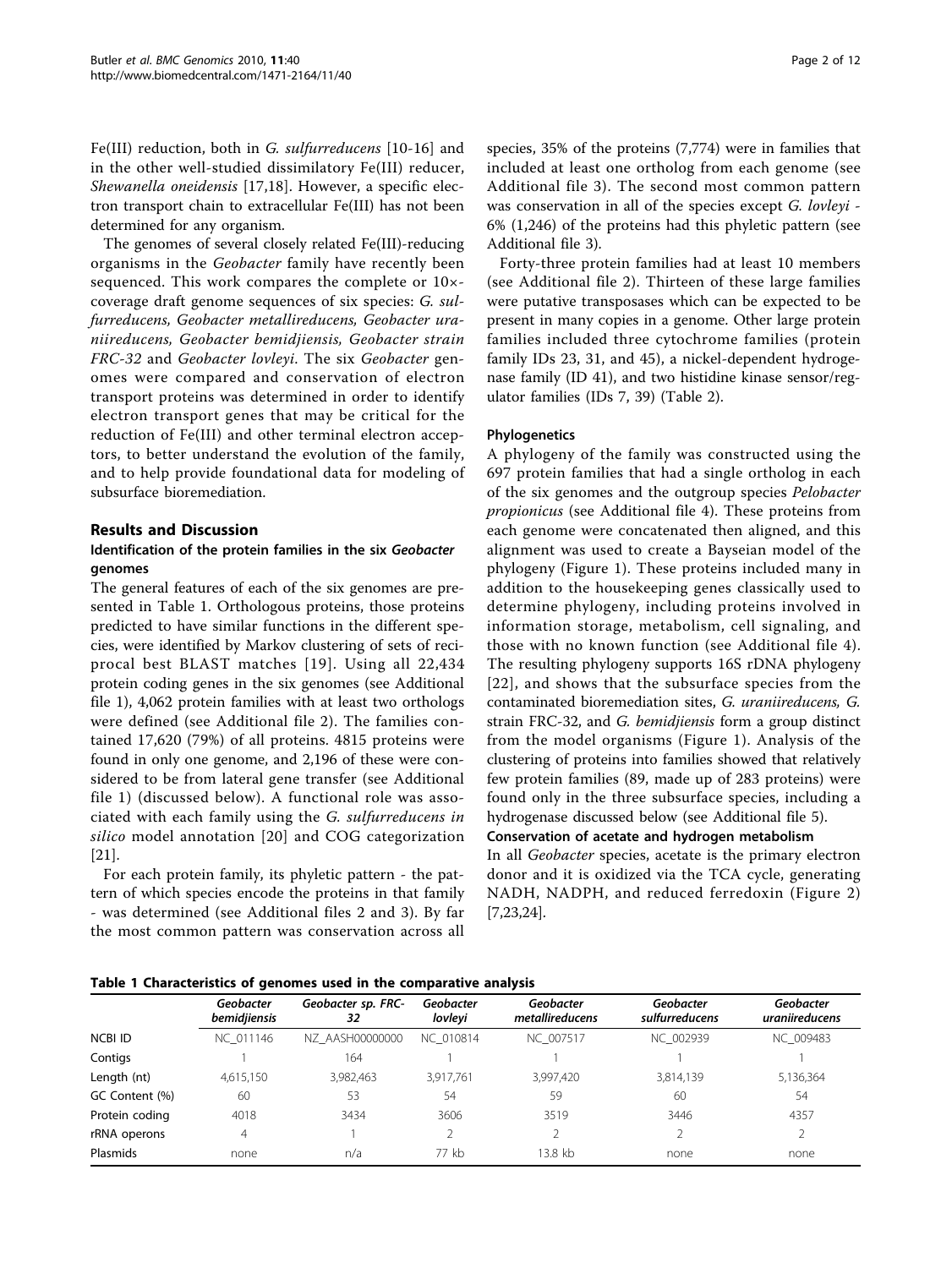Fe(III) reduction, both in *G. sulfurreducens* [10-16] and in the other well-studied dissimilatory Fe(III) reducer, *Shewanella oneidensis* [17,18]. However, a specific electron transport chain to extracellular Fe(III) has not been determined for any organism.

The genomes of several closely related Fe(III)-reducing organisms in the *Geobacter* family have recently been sequenced. This work compares the complete or 10×-coverage draft genome sequences of six species: *G. sulfurreducens*, *Geobacter metallireducens*, *Geobacter uraniireducens*, *Geobacter bemidjiensis*, *Geobacter strain FRC-32* and *Geobacter lovleyi*. The six *Geobacter* genomes were compared and conservation of electron transport proteins was determined in order to identify electron transport genes that may be critical for the reduction of Fe(III) and other terminal electron acceptors, to better understand the evolution of the family, and to help provide foundational data for modeling of subsurface bioremediation.

## Results and Discussion

### Identification of the protein families in the six *Geobacter* genomes

The general features of each of the six genomes are presented in Table 1. Orthologous proteins, those proteins predicted to have similar functions in the different species, were identified by Markov clustering of sets of reciprocal best BLAST matches [19]. Using all 22,434 protein coding genes in the six genomes (see Additional file 1), 4,062 protein families with at least two orthologs were defined (see Additional file 2). The families contained 17,620 (79%) of all proteins. 4815 proteins were found in only one genome, and 2,196 of these were considered to be from lateral gene transfer (see Additional file 1) (discussed below). A functional role was associated with each family using the *G. sulfurreducens in silico* model annotation [20] and COG categorization [21].

For each protein family, its phyletic pattern - the pattern of which species encode the proteins in that family - was determined (see Additional files 2 and 3). By far the most common pattern was conservation across all species, 35% of the proteins (7,774) were in families that included at least one ortholog from each genome (see Additional file 3). The second most common pattern was conservation in all of the species except *G. lovleyi* - 6% (1,246) of the proteins had this phyletic pattern (see Additional file 3).

Forty-three protein families had at least 10 members (see Additional file 2). Thirteen of these large families were putative transposases which can be expected to be present in many copies in a genome. Other large protein families included three cytochrome families (protein family IDs 23, 31, and 45), a nickel-dependent hydrogenase family (ID 41), and two histidine kinase sensor/regulator families (IDs 7, 39) (Table 2).

### Phylogenetics

A phylogeny of the family was constructed using the 697 protein families that had a single ortholog in each of the six genomes and the outgroup species *Pelobacter propionicus* (see Additional file 4). These proteins from each genome were concatenated then aligned, and this alignment was used to create a Bayseian model of the phylogeny (Figure 1). These proteins included many in addition to the housekeeping genes classically used to determine phylogeny, including proteins involved in information storage, metabolism, cell signaling, and those with no known function (see Additional file 4). The resulting phylogeny supports 16S rDNA phylogeny [22], and shows that the subsurface species from the contaminated bioremediation sites, *G. uraniireducens*, *G.* strain FRC-32, and *G. bemidjiensis* form a group distinct from the model organisms (Figure 1). Analysis of the clustering of proteins into families showed that relatively few protein families (89, made up of 283 proteins) were found only in the three subsurface species, including a hydrogenase discussed below (see Additional file 5).

### Conservation of acetate and hydrogen metabolism

In all *Geobacter* species, acetate is the primary electron donor and it is oxidized via the TCA cycle, generating NADH, NADPH, and reduced ferredoxin (Figure 2) [7,23,24].

**Table 1 Characteristics of genomes used in the comparative analysis**

| | *Geobacter bemidjiensis* | *Geobacter sp. FRC-32* | *Geobacter lovleyi* | *Geobacter metallireducens* | *Geobacter sulfurreducens* | *Geobacter uraniireducens* |
|---|---|---|---|---|---|---|
| NCBI ID | NC_011146 | NZ_AASH00000000 | NC_010814 | NC_007517 | NC_002939 | NC_009483 |
| Contigs | 1 | 164 | 1 | 1 | 1 | 1 |
| Length (nt) | 4,615,150 | 3,982,463 | 3,917,761 | 3,997,420 | 3,814,139 | 5,136,364 |
| GC Content (%) | 60 | 53 | 54 | 59 | 60 | 54 |
| Protein coding | 4018 | 3434 | 3606 | 3519 | 3446 | 4357 |
| rRNA operons | 4 | 1 | 2 | 2 | 2 | 2 |
| Plasmids | none | n/a | 77 kb | 13.8 kb | none | none |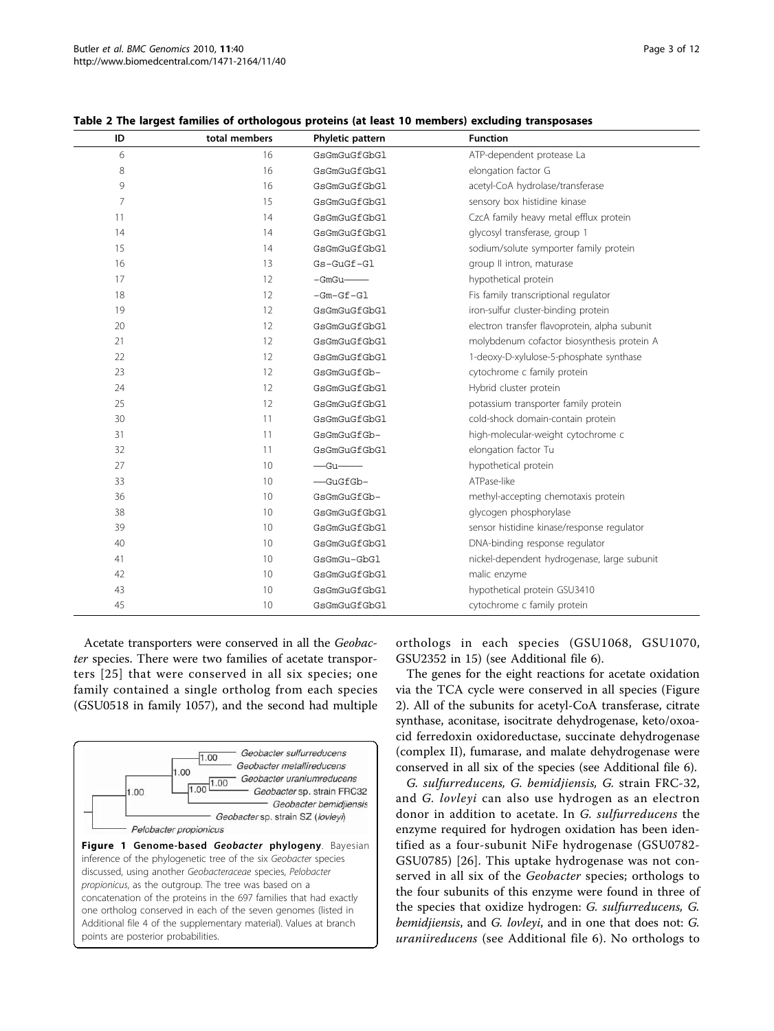**Table 2 The largest families of orthologous proteins (at least 10 members) excluding transposases**

| ID | total members | Phyletic pattern | Function |
|---|---|---|---|
| 6 | 16 | GsGmGuGfGbGl | ATP-dependent protease La |
| 8 | 16 | GsGmGuGfGbGl | elongation factor G |
| 9 | 16 | GsGmGuGfGbGl | acetyl-CoA hydrolase/transferase |
| 7 | 15 | GsGmGuGfGbGl | sensory box histidine kinase |
| 11 | 14 | GsGmGuGfGbGl | CzcA family heavy metal efflux protein |
| 14 | 14 | GsGmGuGfGbGl | glycosyl transferase, group 1 |
| 15 | 14 | GsGmGuGfGbGl | sodium/solute symporter family protein |
| 16 | 13 | Gs-GuGf-Gl | group II intron, maturase |
| 17 | 12 | -GmGu—— | hypothetical protein |
| 18 | 12 | -Gm-Gf-Gl | Fis family transcriptional regulator |
| 19 | 12 | GsGmGuGfGbGl | iron-sulfur cluster-binding protein |
| 20 | 12 | GsGmGuGfGbGl | electron transfer flavoprotein, alpha subunit |
| 21 | 12 | GsGmGuGfGbGl | molybdenum cofactor biosynthesis protein A |
| 22 | 12 | GsGmGuGfGbGl | 1-deoxy-D-xylulose-5-phosphate synthase |
| 23 | 12 | GsGmGuGfGb- | cytochrome c family protein |
| 24 | 12 | GsGmGuGfGbGl | Hybrid cluster protein |
| 25 | 12 | GsGmGuGfGbGl | potassium transporter family protein |
| 30 | 11 | GsGmGuGfGbGl | cold-shock domain-contain protein |
| 31 | 11 | GsGmGuGfGb- | high-molecular-weight cytochrome c |
| 32 | 11 | GsGmGuGfGbGl | elongation factor Tu |
| 27 | 10 | —Gu—— | hypothetical protein |
| 33 | 10 | —GuGfGb- | ATPase-like |
| 36 | 10 | GsGmGuGfGb- | methyl-accepting chemotaxis protein |
| 38 | 10 | GsGmGuGfGbGl | glycogen phosphorylase |
| 39 | 10 | GsGmGuGfGbGl | sensor histidine kinase/response regulator |
| 40 | 10 | GsGmGuGfGbGl | DNA-binding response regulator |
| 41 | 10 | GsGmGu-GbGl | nickel-dependent hydrogenase, large subunit |
| 42 | 10 | GsGmGuGfGbGl | malic enzyme |
| 43 | 10 | GsGmGuGfGbGl | hypothetical protein GSU3410 |
| 45 | 10 | GsGmGuGfGbGl | cytochrome c family protein |

Acetate transporters were conserved in all the *Geobacter* species. There were two families of acetate transporters [25] that were conserved in all six species; one family contained a single ortholog from each species (GSU0518 in family 1057), and the second had multiple orthologs in each species (GSU1068, GSU1070, GSU2352 in 15) (see Additional file 6).

**Figure 1 Genome-based *Geobacter* phylogeny**. Bayesian inference of the phylogenetic tree of the six *Geobacter* species discussed, using another *Geobacteraceae* species, *Pelobacter propionicus*, as the outgroup. The tree was based on a concatenation of the proteins in the 697 families that had exactly one ortholog conserved in each of the seven genomes (listed in Additional file 4 of the supplementary material). Values at branch points are posterior probabilities.

The genes for the eight reactions for acetate oxidation via the TCA cycle were conserved in all species (Figure 2). All of the subunits for acetyl-CoA transferase, citrate synthase, aconitase, isocitrate dehydrogenase, keto/oxoacid ferredoxin oxidoreductase, succinate dehydrogenase (complex II), fumarase, and malate dehydrogenase were conserved in all six of the species (see Additional file 6).

*G. sulfurreducens, G. bemidjiensis, G.* strain FRC-32, and *G. lovleyi* can also use hydrogen as an electron donor in addition to acetate. In *G. sulfurreducens* the enzyme required for hydrogen oxidation has been identified as a four-subunit NiFe hydrogenase (GSU0782-GSU0785) [26]. This uptake hydrogenase was not conserved in all six of the *Geobacter* species; orthologs to the four subunits of this enzyme were found in three of the species that oxidize hydrogen: *G. sulfurreducens, G. bemidjiensis*, and *G. lovleyi*, and in one that does not: *G. uraniireducens* (see Additional file 6). No orthologs to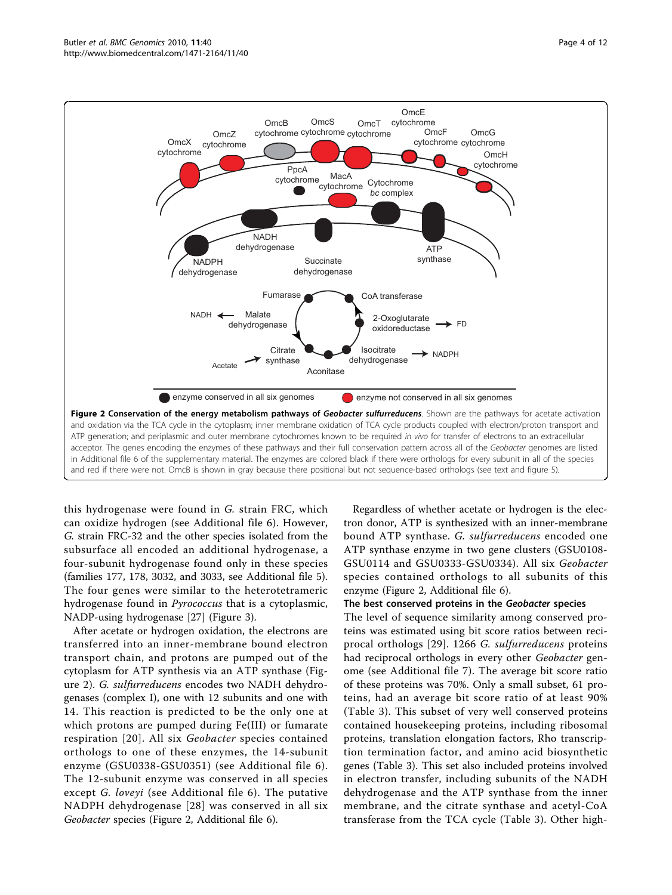**Figure 2 Conservation of the energy metabolism pathways of *Geobacter sulfurreducens***. Shown are the pathways for acetate activation and oxidation via the TCA cycle in the cytoplasm; inner membrane oxidation of TCA cycle products coupled with electron/proton transport and ATP generation; and periplasmic and outer membrane cytochromes known to be required *in vivo* for transfer of electrons to an extracellular acceptor. The genes encoding the enzymes of these pathways and their full conservation pattern across all of the *Geobacter* genomes are listed in Additional file 6 of the supplementary material. The enzymes are colored black if there were orthologs for every subunit in all of the species and red if there were not. OmcB is shown in gray because there positional but not sequence-based orthologs (see text and figure 5).

this hydrogenase were found in *G.* strain FRC, which can oxidize hydrogen (see Additional file 6). However, *G.* strain FRC-32 and the other species isolated from the subsurface all encoded an additional hydrogenase, a four-subunit hydrogenase found only in these species (families 177, 178, 3032, and 3033, see Additional file 5). The four genes were similar to the heterotetrameric hydrogenase found in *Pyrococcus* that is a cytoplasmic, NADP-using hydrogenase [27] (Figure 3).

After acetate or hydrogen oxidation, the electrons are transferred into an inner-membrane bound electron transport chain, and protons are pumped out of the cytoplasm for ATP synthesis via an ATP synthase (Figure 2). *G. sulfurreducens* encodes two NADH dehydrogenases (complex I), one with 12 subunits and one with 14. This reaction is predicted to be the only one at which protons are pumped during Fe(III) or fumarate respiration [20]. All six *Geobacter* species contained orthologs to one of these enzymes, the 14-subunit enzyme (GSU0338-GSU0351) (see Additional file 6). The 12-subunit enzyme was conserved in all species except *G. loveyi* (see Additional file 6). The putative NADPH dehydrogenase [28] was conserved in all six *Geobacter* species (Figure 2, Additional file 6).

Regardless of whether acetate or hydrogen is the electron donor, ATP is synthesized with an inner-membrane bound ATP synthase. *G. sulfurreducens* encoded one ATP synthase enzyme in two gene clusters (GSU0108-GSU0114 and GSU0333-GSU0334). All six *Geobacter* species contained orthologs to all subunits of this enzyme (Figure 2, Additional file 6).

### The best conserved proteins in the *Geobacter* species

The level of sequence similarity among conserved proteins was estimated using bit score ratios between reciprocal orthologs [29]. 1266 *G. sulfurreducens* proteins had reciprocal orthologs in every other *Geobacter* genome (see Additional file 7). The average bit score ratio of these proteins was 70%. Only a small subset, 61 proteins, had an average bit score ratio of at least 90% (Table 3). This subset of very well conserved proteins contained housekeeping proteins, including ribosomal proteins, translation elongation factors, Rho transcription termination factor, and amino acid biosynthetic genes (Table 3). This set also included proteins involved in electron transfer, including subunits of the NADH dehydrogenase and the ATP synthase from the inner membrane, and the citrate synthase and acetyl-CoA transferase from the TCA cycle (Table 3). Other high-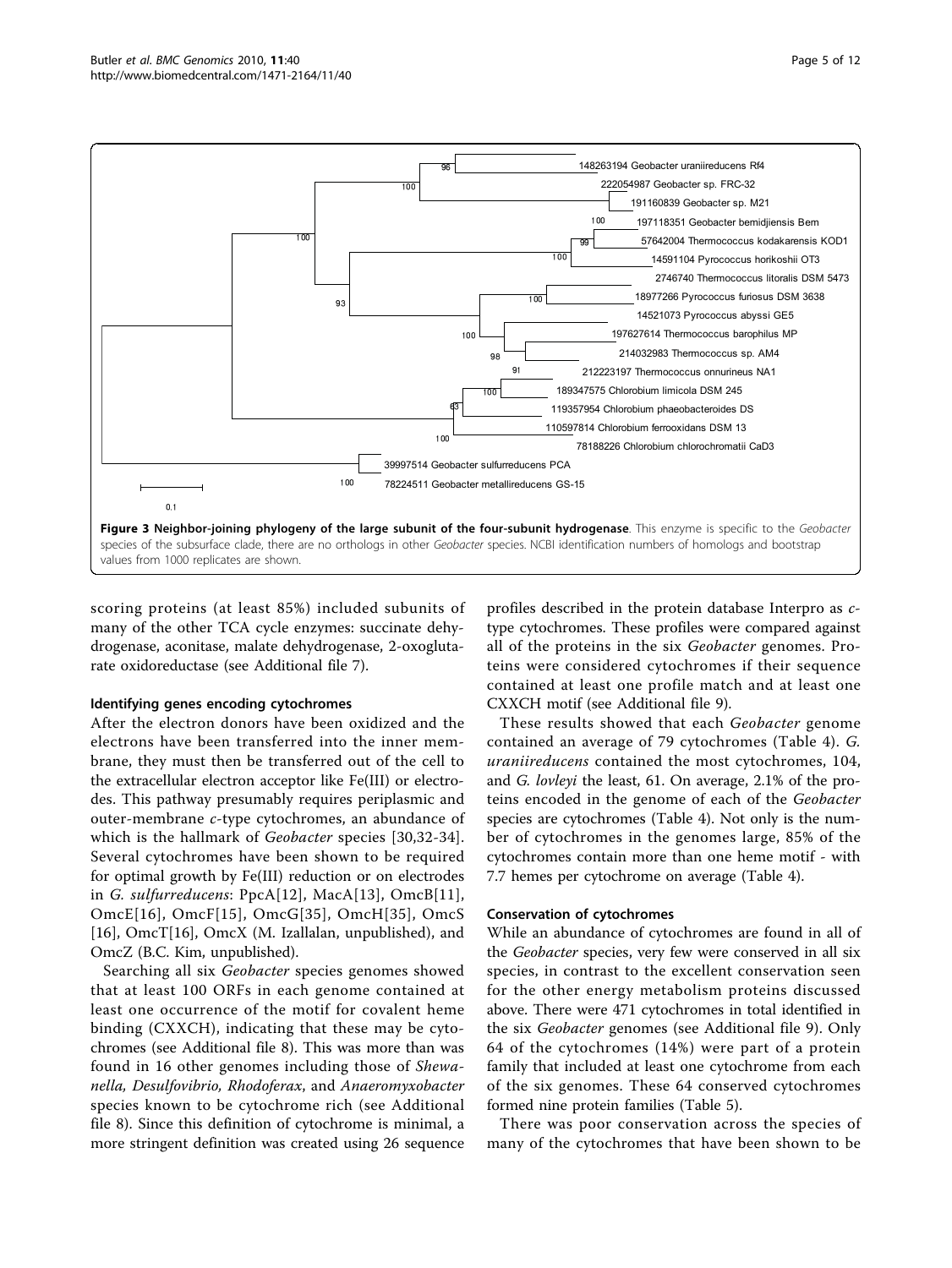**Figure 3 Neighbor-joining phylogeny of the large subunit of the four-subunit hydrogenase**. This enzyme is specific to the *Geobacter* species of the subsurface clade, there are no orthologs in other *Geobacter* species. NCBI identification numbers of homologs and bootstrap values from 1000 replicates are shown.

scoring proteins (at least 85%) included subunits of many of the other TCA cycle enzymes: succinate dehydrogenase, aconitase, malate dehydrogenase, 2-oxoglutarate oxidoreductase (see Additional file 7).

#### Identifying genes encoding cytochromes

After the electron donors have been oxidized and the electrons have been transferred into the inner membrane, they must then be transferred out of the cell to the extracellular electron acceptor like Fe(III) or electrodes. This pathway presumably requires periplasmic and outer-membrane *c*-type cytochromes, an abundance of which is the hallmark of *Geobacter* species [30,32-34]. Several cytochromes have been shown to be required for optimal growth by Fe(III) reduction or on electrodes in *G. sulfurreducens*: PpcA[12], MacA[13], OmcB[11], OmcE[16], OmcF[15], OmcG[35], OmcH[35], OmcS [16], OmcT[16], OmcX (M. Izallalan, unpublished), and OmcZ (B.C. Kim, unpublished).

Searching all six *Geobacter* species genomes showed that at least 100 ORFs in each genome contained at least one occurrence of the motif for covalent heme binding (CXXCH), indicating that these may be cytochromes (see Additional file 8). This was more than was found in 16 other genomes including those of *Shewanella, Desulfovibrio, Rhodoferax*, and *Anaeromyxobacter* species known to be cytochrome rich (see Additional file 8). Since this definition of cytochrome is minimal, a more stringent definition was created using 26 sequence profiles described in the protein database Interpro as *c*-type cytochromes. These profiles were compared against all of the proteins in the six *Geobacter* genomes. Proteins were considered cytochromes if their sequence contained at least one profile match and at least one CXXCH motif (see Additional file 9).

These results showed that each *Geobacter* genome contained an average of 79 cytochromes (Table 4). *G. uraniireducens* contained the most cytochromes, 104, and *G. lovleyi* the least, 61. On average, 2.1% of the proteins encoded in the genome of each of the *Geobacter* species are cytochromes (Table 4). Not only is the number of cytochromes in the genomes large, 85% of the cytochromes contain more than one heme motif - with 7.7 hemes per cytochrome on average (Table 4).

#### Conservation of cytochromes

While an abundance of cytochromes are found in all of the *Geobacter* species, very few were conserved in all six species, in contrast to the excellent conservation seen for the other energy metabolism proteins discussed above. There were 471 cytochromes in total identified in the six *Geobacter* genomes (see Additional file 9). Only 64 of the cytochromes (14%) were part of a protein family that included at least one cytochrome from each of the six genomes. These 64 conserved cytochromes formed nine protein families (Table 5).

There was poor conservation across the species of many of the cytochromes that have been shown to be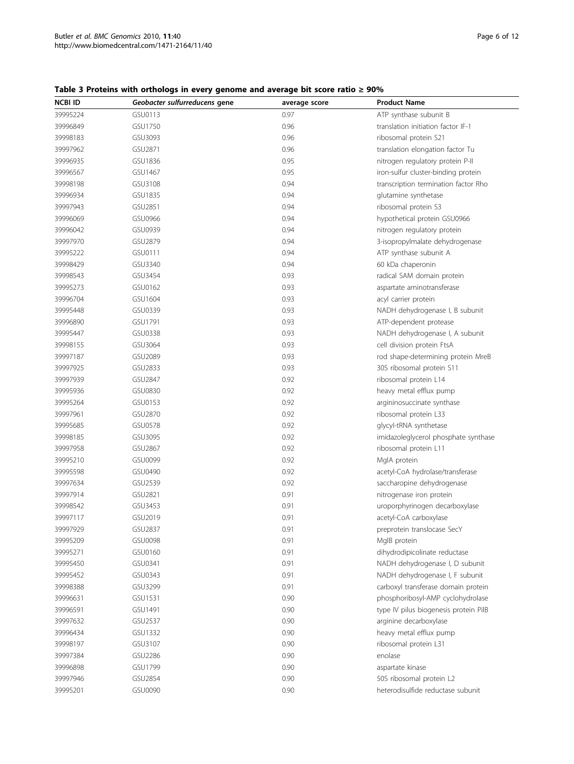**Table 3 Proteins with orthologs in every genome and average bit score ratio ≥ 90%**

| NCBI ID | *Geobacter sulfurreducens* gene | average score | Product Name |
| --- | --- | --- | --- |
| 39995224 | GSU0113 | 0.97 | ATP synthase subunit B |
| 39996849 | GSU1750 | 0.96 | translation initiation factor IF-1 |
| 39998183 | GSU3093 | 0.96 | ribosomal protein S21 |
| 39997962 | GSU2871 | 0.96 | translation elongation factor Tu |
| 39996935 | GSU1836 | 0.95 | nitrogen regulatory protein P-II |
| 39996567 | GSU1467 | 0.95 | iron-sulfur cluster-binding protein |
| 39998198 | GSU3108 | 0.94 | transcription termination factor Rho |
| 39996934 | GSU1835 | 0.94 | glutamine synthetase |
| 39997943 | GSU2851 | 0.94 | ribosomal protein S3 |
| 39996069 | GSU0966 | 0.94 | hypothetical protein GSU0966 |
| 39996042 | GSU0939 | 0.94 | nitrogen regulatory protein |
| 39997970 | GSU2879 | 0.94 | 3-isopropylmalate dehydrogenase |
| 39995222 | GSU0111 | 0.94 | ATP synthase subunit A |
| 39998429 | GSU3340 | 0.94 | 60 kDa chaperonin |
| 39998543 | GSU3454 | 0.93 | radical SAM domain protein |
| 39995273 | GSU0162 | 0.93 | aspartate aminotransferase |
| 39996704 | GSU1604 | 0.93 | acyl carrier protein |
| 39995448 | GSU0339 | 0.93 | NADH dehydrogenase I, B subunit |
| 39996890 | GSU1791 | 0.93 | ATP-dependent protease |
| 39995447 | GSU0338 | 0.93 | NADH dehydrogenase I, A subunit |
| 39998155 | GSU3064 | 0.93 | cell division protein FtsA |
| 39997187 | GSU2089 | 0.93 | rod shape-determining protein MreB |
| 39997925 | GSU2833 | 0.93 | 30S ribosomal protein S11 |
| 39997939 | GSU2847 | 0.92 | ribosomal protein L14 |
| 39995936 | GSU0830 | 0.92 | heavy metal efflux pump |
| 39995264 | GSU0153 | 0.92 | argininosuccinate synthase |
| 39997961 | GSU2870 | 0.92 | ribosomal protein L33 |
| 39995685 | GSU0578 | 0.92 | glycyl-tRNA synthetase |
| 39998185 | GSU3095 | 0.92 | imidazoleglycerol phosphate synthase |
| 39997958 | GSU2867 | 0.92 | ribosomal protein L11 |
| 39995210 | GSU0099 | 0.92 | MglA protein |
| 39995598 | GSU0490 | 0.92 | acetyl-CoA hydrolase/transferase |
| 39997634 | GSU2539 | 0.92 | saccharopine dehydrogenase |
| 39997914 | GSU2821 | 0.91 | nitrogenase iron protein |
| 39998542 | GSU3453 | 0.91 | uroporphyrinogen decarboxylase |
| 39997117 | GSU2019 | 0.91 | acetyl-CoA carboxylase |
| 39997929 | GSU2837 | 0.91 | preprotein translocase SecY |
| 39995209 | GSU0098 | 0.91 | MglB protein |
| 39995271 | GSU0160 | 0.91 | dihydrodipicolinate reductase |
| 39995450 | GSU0341 | 0.91 | NADH dehydrogenase I, D subunit |
| 39995452 | GSU0343 | 0.91 | NADH dehydrogenase I, F subunit |
| 39998388 | GSU3299 | 0.91 | carboxyl transferase domain protein |
| 39996631 | GSU1531 | 0.90 | phosphoribosyl-AMP cyclohydrolase |
| 39996591 | GSU1491 | 0.90 | type IV pilus biogenesis protein PilB |
| 39997632 | GSU2537 | 0.90 | arginine decarboxylase |
| 39996434 | GSU1332 | 0.90 | heavy metal efflux pump |
| 39998197 | GSU3107 | 0.90 | ribosomal protein L31 |
| 39997384 | GSU2286 | 0.90 | enolase |
| 39996898 | GSU1799 | 0.90 | aspartate kinase |
| 39997946 | GSU2854 | 0.90 | 50S ribosomal protein L2 |
| 39995201 | GSU0090 | 0.90 | heterodisulfide reductase subunit |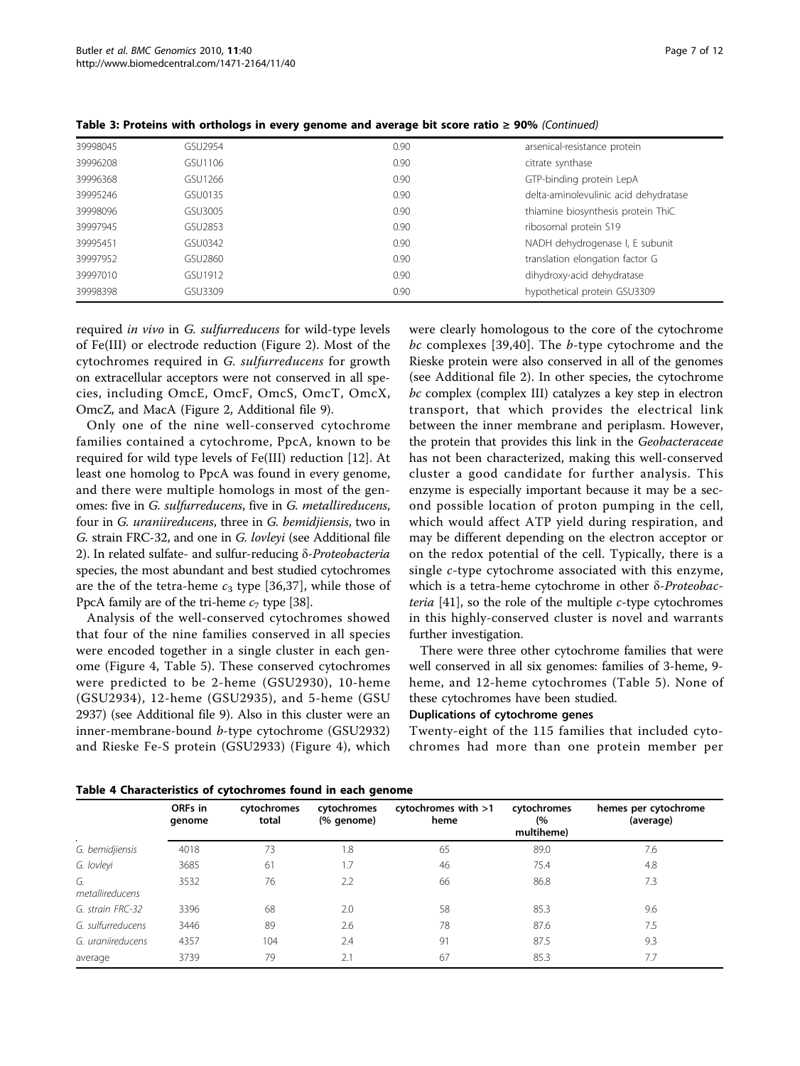**Table 3: Proteins with orthologs in every genome and average bit score ratio ≥ 90%** *(Continued)*

| | | | |
|---|---|---|---|
| 39998045 | GSU2954 | 0.90 | arsenical-resistance protein |
| 39996208 | GSU1106 | 0.90 | citrate synthase |
| 39996368 | GSU1266 | 0.90 | GTP-binding protein LepA |
| 39995246 | GSU0135 | 0.90 | delta-aminolevulinic acid dehydratase |
| 39998096 | GSU3005 | 0.90 | thiamine biosynthesis protein ThiC |
| 39997945 | GSU2853 | 0.90 | ribosomal protein S19 |
| 39995451 | GSU0342 | 0.90 | NADH dehydrogenase I, E subunit |
| 39997952 | GSU2860 | 0.90 | translation elongation factor G |
| 39997010 | GSU1912 | 0.90 | dihydroxy-acid dehydratase |
| 39998398 | GSU3309 | 0.90 | hypothetical protein GSU3309 |

required *in vivo* in *G. sulfurreducens* for wild-type levels of Fe(III) or electrode reduction (Figure 2). Most of the cytochromes required in *G. sulfurreducens* for growth on extracellular acceptors were not conserved in all species, including OmcE, OmcF, OmcS, OmcT, OmcX, OmcZ, and MacA (Figure 2, Additional file 9).

Only one of the nine well-conserved cytochrome families contained a cytochrome, PpcA, known to be required for wild type levels of Fe(III) reduction [12]. At least one homolog to PpcA was found in every genome, and there were multiple homologs in most of the genomes: five in *G. sulfurreducens*, five in *G. metallireducens*, four in *G. uraniireducens*, three in *G. bemidjiensis*, two in *G.* strain FRC-32, and one in *G. lovleyi* (see Additional file 2). In related sulfate- and sulfur-reducing δ-*Proteobacteria* species, the most abundant and best studied cytochromes are the of the tetra-heme $c_3$ type [36,37], while those of PpcA family are of the tri-heme $c_7$ type [38].

Analysis of the well-conserved cytochromes showed that four of the nine families conserved in all species were encoded together in a single cluster in each genome (Figure 4, Table 5). These conserved cytochromes were predicted to be 2-heme (GSU2930), 10-heme (GSU2934), 12-heme (GSU2935), and 5-heme (GSU 2937) (see Additional file 9). Also in this cluster were an inner-membrane-bound *b*-type cytochrome (GSU2932) and Rieske Fe-S protein (GSU2933) (Figure 4), which were clearly homologous to the core of the cytochrome *bc* complexes [39,40]. The *b*-type cytochrome and the Rieske protein were also conserved in all of the genomes (see Additional file 2). In other species, the cytochrome *bc* complex (complex III) catalyzes a key step in electron transport, that which provides the electrical link between the inner membrane and periplasm. However, the protein that provides this link in the *Geobacteraceae* has not been characterized, making this well-conserved cluster a good candidate for further analysis. This enzyme is especially important because it may be a second possible location of proton pumping in the cell, which would affect ATP yield during respiration, and may be different depending on the electron acceptor or on the redox potential of the cell. Typically, there is a single *c*-type cytochrome associated with this enzyme, which is a tetra-heme cytochrome in other δ-*Proteobacteria* [41], so the role of the multiple *c*-type cytochromes in this highly-conserved cluster is novel and warrants further investigation.

There were three other cytochrome families that were well conserved in all six genomes: families of 3-heme, 9-heme, and 12-heme cytochromes (Table 5). None of these cytochromes have been studied.

### Duplications of cytochrome genes

Twenty-eight of the 115 families that included cytochromes had more than one protein member per

**Table 4 Characteristics of cytochromes found in each genome**

| | ORFs in genome | cytochromes total | cytochromes (% genome) | cytochromes with >1 heme | cytochromes (% multiheme) | hemes per cytochrome (average) |
|---|---|---|---|---|---|---|
| *G. bemidjiensis* | 4018 | 73 | 1.8 | 65 | 89.0 | 7.6 |
| *G. lovleyi* | 3685 | 61 | 1.7 | 46 | 75.4 | 4.8 |
| *G. metallireducens* | 3532 | 76 | 2.2 | 66 | 86.8 | 7.3 |
| *G.* strain FRC-32 | 3396 | 68 | 2.0 | 58 | 85.3 | 9.6 |
| *G. sulfurreducens* | 3446 | 89 | 2.6 | 78 | 87.6 | 7.5 |
| *G. uraniireducens* | 4357 | 104 | 2.4 | 91 | 87.5 | 9.3 |
| average | 3739 | 79 | 2.1 | 67 | 85.3 | 7.7 |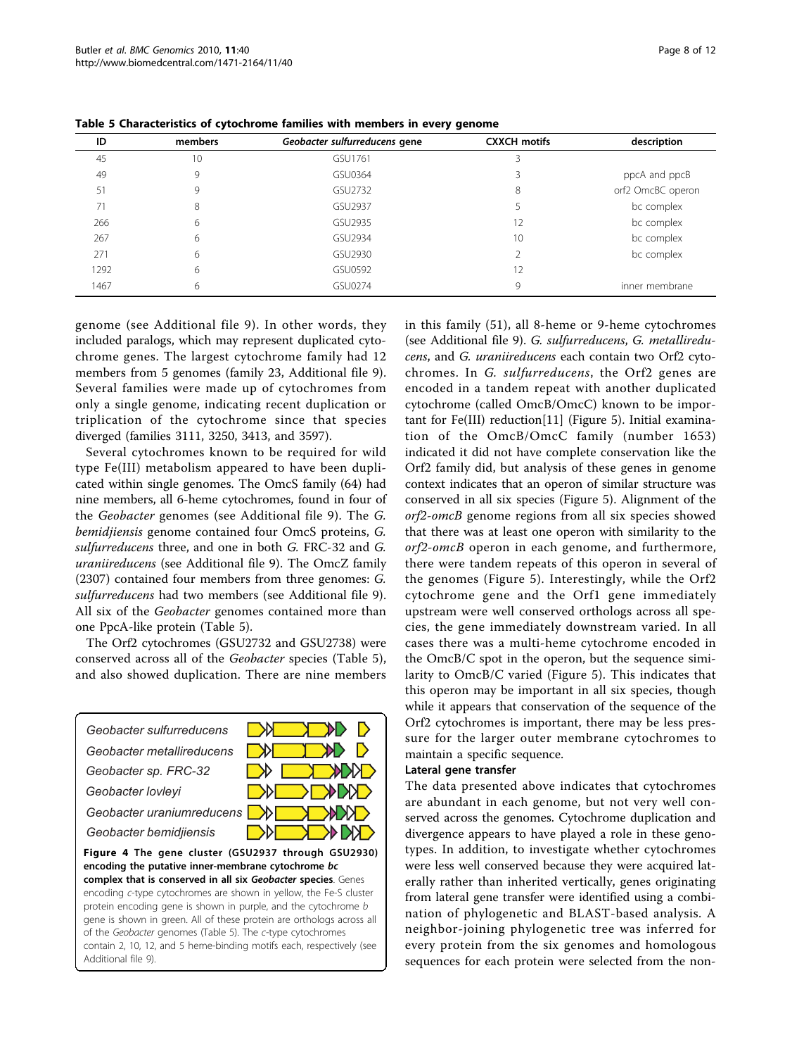**Table 5 Characteristics of cytochrome families with members in every genome**

| ID | members | *Geobacter sulfurreducens* gene | CXXCH motifs | description |
|---|---|---|---|---|
| 45 | 10 | GSU1761 | 3 | |
| 49 | 9 | GSU0364 | 3 | ppcA and ppcB |
| 51 | 9 | GSU2732 | 8 | orf2 OmcBC operon |
| 71 | 8 | GSU2937 | 5 | bc complex |
| 266 | 6 | GSU2935 | 12 | bc complex |
| 267 | 6 | GSU2934 | 10 | bc complex |
| 271 | 6 | GSU2930 | 2 | bc complex |
| 1292 | 6 | GSU0592 | 12 | |
| 1467 | 6 | GSU0274 | 9 | inner membrane |

genome (see Additional file 9). In other words, they included paralogs, which may represent duplicated cytochrome genes. The largest cytochrome family had 12 members from 5 genomes (family 23, Additional file 9). Several families were made up of cytochromes from only a single genome, indicating recent duplication or triplication of the cytochrome since that species diverged (families 3111, 3250, 3413, and 3597).

Several cytochromes known to be required for wild type Fe(III) metabolism appeared to have been duplicated within single genomes. The OmcS family (64) had nine members, all 6-heme cytochromes, found in four of the *Geobacter* genomes (see Additional file 9). The *G. bemidjiensis* genome contained four OmcS proteins, *G. sulfurreducens* three, and one in both *G.* FRC-32 and *G. uraniireducens* (see Additional file 9). The OmcZ family (2307) contained four members from three genomes: *G. sulfurreducens* had two members (see Additional file 9). All six of the *Geobacter* genomes contained more than one PpcA-like protein (Table 5).

The Orf2 cytochromes (GSU2732 and GSU2738) were conserved across all of the *Geobacter* species (Table 5), and also showed duplication. There are nine members in this family (51), all 8-heme or 9-heme cytochromes (see Additional file 9). *G. sulfurreducens*, *G. metallireducens*, and *G. uraniireducens* each contain two Orf2 cytochromes. In *G. sulfurreducens*, the Orf2 genes are encoded in a tandem repeat with another duplicated cytochrome (called OmcB/OmcC) known to be important for Fe(III) reduction[11] (Figure 5). Initial examination of the OmcB/OmcC family (number 1653) indicated it did not have complete conservation like the Orf2 family did, but analysis of these genes in genome context indicates that an operon of similar structure was conserved in all six species (Figure 5). Alignment of the *orf2-omcB* genome regions from all six species showed that there was at least one operon with similarity to the *orf2-omcB* operon in each genome, and furthermore, there were tandem repeats of this operon in several of the genomes (Figure 5). Interestingly, while the Orf2 cytochrome gene and the Orf1 gene immediately upstream were well conserved orthologs across all species, the gene immediately downstream varied. In all cases there was a multi-heme cytochrome encoded in the OmcB/C spot in the operon, but the sequence similarity to OmcB/C varied (Figure 5). This indicates that this operon may be important in all six species, though while it appears that conservation of the sequence of the Orf2 cytochromes is important, there may be less pressure for the larger outer membrane cytochromes to maintain a specific sequence.

Geobacter sulfurreducens
Geobacter metallireducens
Geobacter sp. FRC-32
Geobacter lovleyi
Geobacter uraniumreducens
Geobacter bemidjiensis

**Figure 4 The gene cluster (GSU2937 through GSU2930) encoding the putative inner-membrane cytochrome *bc* complex that is conserved in all six *Geobacter* species**. Genes encoding *c*-type cytochromes are shown in yellow, the Fe-S cluster protein encoding gene is shown in purple, and the cytochrome *b* gene is shown in green. All of these protein are orthologs across all of the *Geobacter* genomes (Table 5). The *c*-type cytochromes contain 2, 10, 12, and 5 heme-binding motifs each, respectively (see Additional file 9).

### Lateral gene transfer

The data presented above indicates that cytochromes are abundant in each genome, but not very well conserved across the genomes. Cytochrome duplication and divergence appears to have played a role in these genotypes. In addition, to investigate whether cytochromes were less well conserved because they were acquired laterally rather than inherited vertically, genes originating from lateral gene transfer were identified using a combination of phylogenetic and BLAST-based analysis. A neighbor-joining phylogenetic tree was inferred for every protein from the six genomes and homologous sequences for each protein were selected from the non-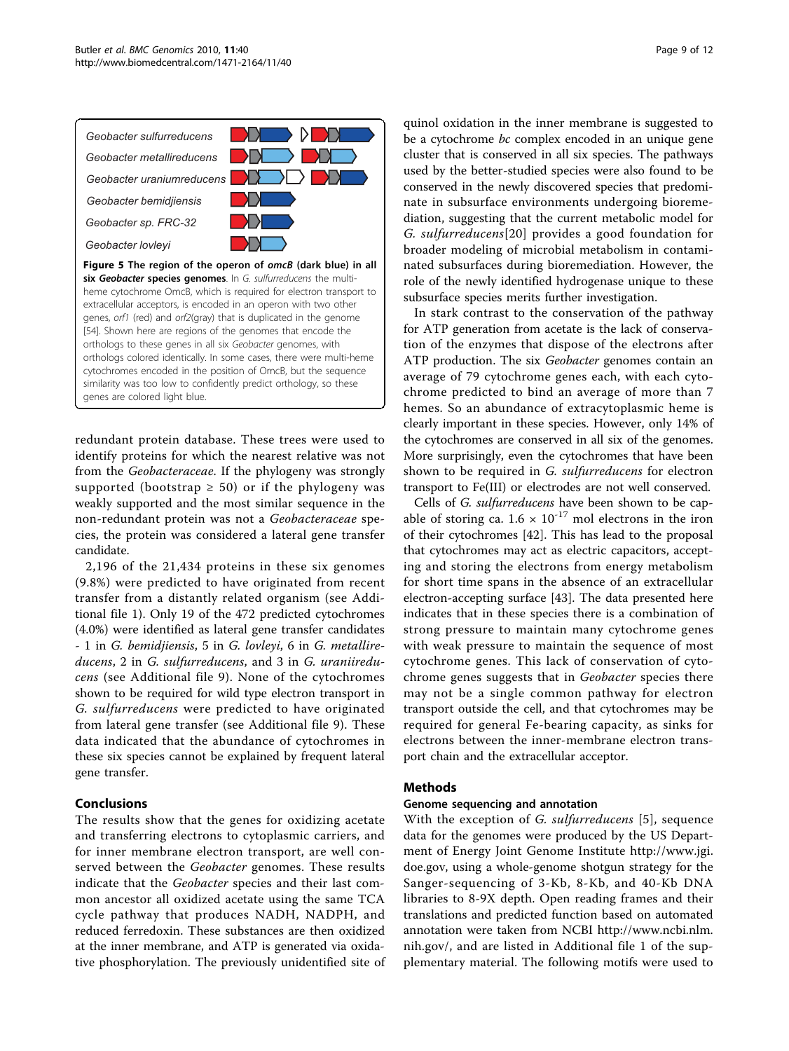Geobacter sulfurreducens

Geobacter metallireducens

Geobacter uraniumreducens

Geobacter bemidjiensis

Geobacter sp. FRC-32

Geobacter lovleyi

**Figure 5 The region of the operon of *omcB* (dark blue) in all six *Geobacter* species genomes**. In *G. sulfurreducens* the multi-heme cytochrome OmcB, which is required for electron transport to extracellular acceptors, is encoded in an operon with two other genes, *orf1* (red) and *orf2*(gray) that is duplicated in the genome [54]. Shown here are regions of the genomes that encode the orthologs to these genes in all six *Geobacter* genomes, with orthologs colored identically. In some cases, there were multi-heme cytochromes encoded in the position of OmcB, but the sequence similarity was too low to confidently predict orthology, so these genes are colored light blue.

redundant protein database. These trees were used to identify proteins for which the nearest relative was not from the *Geobacteraceae*. If the phylogeny was strongly supported (bootstrap $\geq 50$) or if the phylogeny was weakly supported and the most similar sequence in the non-redundant protein was not a *Geobacteraceae* species, the protein was considered a lateral gene transfer candidate.

2,196 of the 21,434 proteins in these six genomes (9.8%) were predicted to have originated from recent transfer from a distantly related organism (see Additional file 1). Only 19 of the 472 predicted cytochromes (4.0%) were identified as lateral gene transfer candidates - 1 in *G. bemidjiensis*, 5 in *G. lovleyi*, 6 in *G. metallireducens*, 2 in *G. sulfurreducens*, and 3 in *G. uraniireducens* (see Additional file 9). None of the cytochromes shown to be required for wild type electron transport in *G. sulfurreducens* were predicted to have originated from lateral gene transfer (see Additional file 9). These data indicated that the abundance of cytochromes in these six species cannot be explained by frequent lateral gene transfer.

## Conclusions

The results show that the genes for oxidizing acetate and transferring electrons to cytoplasmic carriers, and for inner membrane electron transport, are well conserved between the *Geobacter* genomes. These results indicate that the *Geobacter* species and their last common ancestor all oxidized acetate using the same TCA cycle pathway that produces NADH, NADPH, and reduced ferredoxin. These substances are then oxidized at the inner membrane, and ATP is generated via oxidative phosphorylation. The previously unidentified site of quinol oxidation in the inner membrane is suggested to be a cytochrome *bc* complex encoded in an unique gene cluster that is conserved in all six species. The pathways used by the better-studied species were also found to be conserved in the newly discovered species that predominate in subsurface environments undergoing bioremediation, suggesting that the current metabolic model for *G. sulfurreducens*[20] provides a good foundation for broader modeling of microbial metabolism in contaminated subsurfaces during bioremediation. However, the role of the newly identified hydrogenase unique to these subsurface species merits further investigation.

In stark contrast to the conservation of the pathway for ATP generation from acetate is the lack of conservation of the enzymes that dispose of the electrons after ATP production. The six *Geobacter* genomes contain an average of 79 cytochrome genes each, with each cytochrome predicted to bind an average of more than 7 hemes. So an abundance of extracytoplasmic heme is clearly important in these species. However, only 14% of the cytochromes are conserved in all six of the genomes. More surprisingly, even the cytochromes that have been shown to be required in *G. sulfurreducens* for electron transport to Fe(III) or electrodes are not well conserved.

Cells of *G. sulfurreducens* have been shown to be capable of storing ca. $1.6 \times 10^{-17}$ mol electrons in the iron of their cytochromes [42]. This has lead to the proposal that cytochromes may act as electric capacitors, accepting and storing the electrons from energy metabolism for short time spans in the absence of an extracellular electron-accepting surface [43]. The data presented here indicates that in these species there is a combination of strong pressure to maintain many cytochrome genes with weak pressure to maintain the sequence of most cytochrome genes. This lack of conservation of cytochrome genes suggests that in *Geobacter* species there may not be a single common pathway for electron transport outside the cell, and that cytochromes may be required for general Fe-bearing capacity, as sinks for electrons between the inner-membrane electron transport chain and the extracellular acceptor.

## Methods

### Genome sequencing and annotation

With the exception of *G. sulfurreducens* [5], sequence data for the genomes were produced by the US Department of Energy Joint Genome Institute http://www.jgi.doe.gov, using a whole-genome shotgun strategy for the Sanger-sequencing of 3-Kb, 8-Kb, and 40-Kb DNA libraries to 8-9X depth. Open reading frames and their translations and predicted function based on automated annotation were taken from NCBI http://www.ncbi.nlm.nih.gov/, and are listed in Additional file 1 of the supplementary material. The following motifs were used to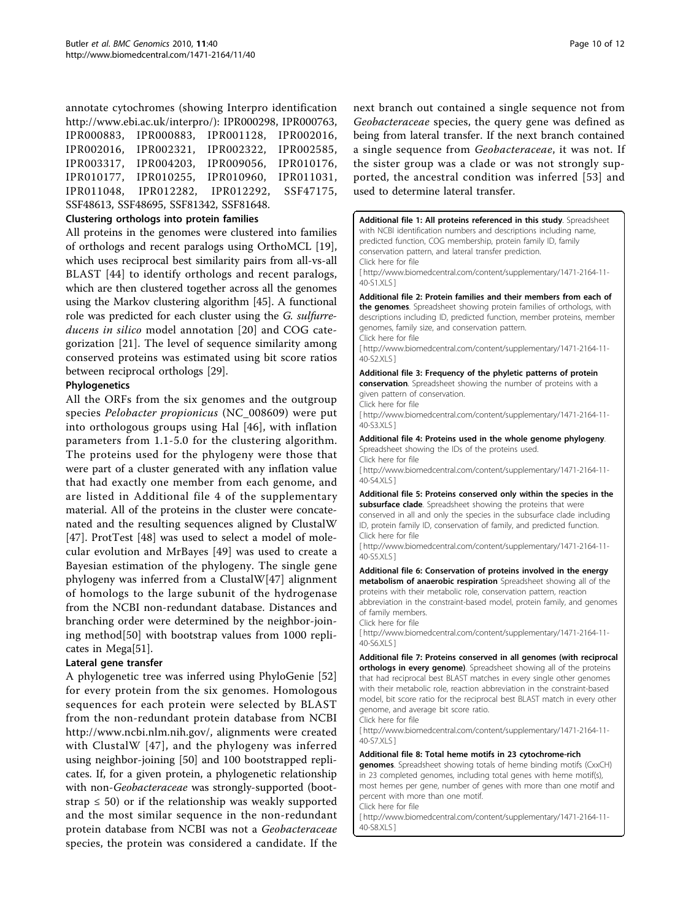annotate cytochromes (showing Interpro identification http://www.ebi.ac.uk/interpro/): IPR000298, IPR000763, IPR000883, IPR000883, IPR001128, IPR002016, IPR002016, IPR002321, IPR002322, IPR002585, IPR003317, IPR004203, IPR009056, IPR010176, IPR010177, IPR010255, IPR010960, IPR011031, IPR011048, IPR012282, IPR012292, SSF47175, SSF48613, SSF48695, SSF81342, SSF81648.

### Clustering orthologs into protein families

All proteins in the genomes were clustered into families of orthologs and recent paralogs using OrthoMCL [19], which uses reciprocal best similarity pairs from all-vs-all BLAST [44] to identify orthologs and recent paralogs, which are then clustered together across all the genomes using the Markov clustering algorithm [45]. A functional role was predicted for each cluster using the *G. sulfurreducens in silico* model annotation [20] and COG categorization [21]. The level of sequence similarity among conserved proteins was estimated using bit score ratios between reciprocal orthologs [29].

### Phylogenetics

All the ORFs from the six genomes and the outgroup species *Pelobacter propionicus* (NC_008609) were put into orthologous groups using Hal [46], with inflation parameters from 1.1-5.0 for the clustering algorithm. The proteins used for the phylogeny were those that were part of a cluster generated with any inflation value that had exactly one member from each genome, and are listed in Additional file 4 of the supplementary material. All of the proteins in the cluster were concatenated and the resulting sequences aligned by ClustalW [47]. ProtTest [48] was used to select a model of molecular evolution and MrBayes [49] was used to create a Bayesian estimation of the phylogeny. The single gene phylogeny was inferred from a ClustalW[47] alignment of homologs to the large subunit of the hydrogenase from the NCBI non-redundant database. Distances and branching order were determined by the neighbor-joining method[50] with bootstrap values from 1000 replicates in Mega[51].

### Lateral gene transfer

A phylogenetic tree was inferred using PhyloGenie [52] for every protein from the six genomes. Homologous sequences for each protein were selected by BLAST from the non-redundant protein database from NCBI http://www.ncbi.nlm.nih.gov/, alignments were created with ClustalW [47], and the phylogeny was inferred using neighbor-joining [50] and 100 bootstrapped replicates. If, for a given protein, a phylogenetic relationship with non-*Geobacteraceae* was strongly-supported (bootstrap ≤ 50) or if the relationship was weakly supported and the most similar sequence in the non-redundant protein database from NCBI was not a *Geobacteraceae* species, the protein was considered a candidate. If the next branch out contained a single sequence not from *Geobacteraceae* species, the query gene was defined as being from lateral transfer. If the next branch contained a single sequence from *Geobacteraceae*, it was not. If the sister group was a clade or was not strongly supported, the ancestral condition was inferred [53] and used to determine lateral transfer.

**Additional file 1: All proteins referenced in this study**. Spreadsheet with NCBI identification numbers and descriptions including name, predicted function, COG membership, protein family ID, family conservation pattern, and lateral transfer prediction.
Click here for file
[ http://www.biomedcentral.com/content/supplementary/1471-2164-11-40-S1.XLS ]

**Additional file 2: Protein families and their members from each of the genomes**. Spreadsheet showing protein families of orthologs, with descriptions including ID, predicted function, member proteins, member genomes, family size, and conservation pattern.
Click here for file
[ http://www.biomedcentral.com/content/supplementary/1471-2164-11-40-S2.XLS ]

**Additional file 3: Frequency of the phyletic patterns of protein conservation**. Spreadsheet showing the number of proteins with a given pattern of conservation.
Click here for file
[ http://www.biomedcentral.com/content/supplementary/1471-2164-11-40-S3.XLS ]

**Additional file 4: Proteins used in the whole genome phylogeny**. Spreadsheet showing the IDs of the proteins used.
Click here for file
[ http://www.biomedcentral.com/content/supplementary/1471-2164-11-40-S4.XLS ]

**Additional file 5: Proteins conserved only within the species in the subsurface clade**. Spreadsheet showing the proteins that were conserved in all and only the species in the subsurface clade including ID, protein family ID, conservation of family, and predicted function.
Click here for file
[ http://www.biomedcentral.com/content/supplementary/1471-2164-11-40-S5.XLS ]

**Additional file 6: Conservation of proteins involved in the energy metabolism of anaerobic respiration** Spreadsheet showing all of the proteins with their metabolic role, conservation pattern, reaction abbreviation in the constraint-based model, protein family, and genomes of family members.
Click here for file
[ http://www.biomedcentral.com/content/supplementary/1471-2164-11-40-S6.XLS ]

**Additional file 7: Proteins conserved in all genomes (with reciprocal orthologs in every genome)**. Spreadsheet showing all of the proteins that had reciprocal best BLAST matches in every single other genomes with their metabolic role, reaction abbreviation in the constraint-based model, bit score ratio for the reciprocal best BLAST match in every other genome, and average bit score ratio.
Click here for file
[ http://www.biomedcentral.com/content/supplementary/1471-2164-11-40-S7.XLS ]

**Additional file 8: Total heme motifs in 23 cytochrome-rich genomes**. Spreadsheet showing totals of heme binding motifs (CxxCH) in 23 completed genomes, including total genes with heme motif(s), most hemes per gene, number of genes with more than one motif and percent with more than one motif.
Click here for file
[ http://www.biomedcentral.com/content/supplementary/1471-2164-11-40-S8.XLS ]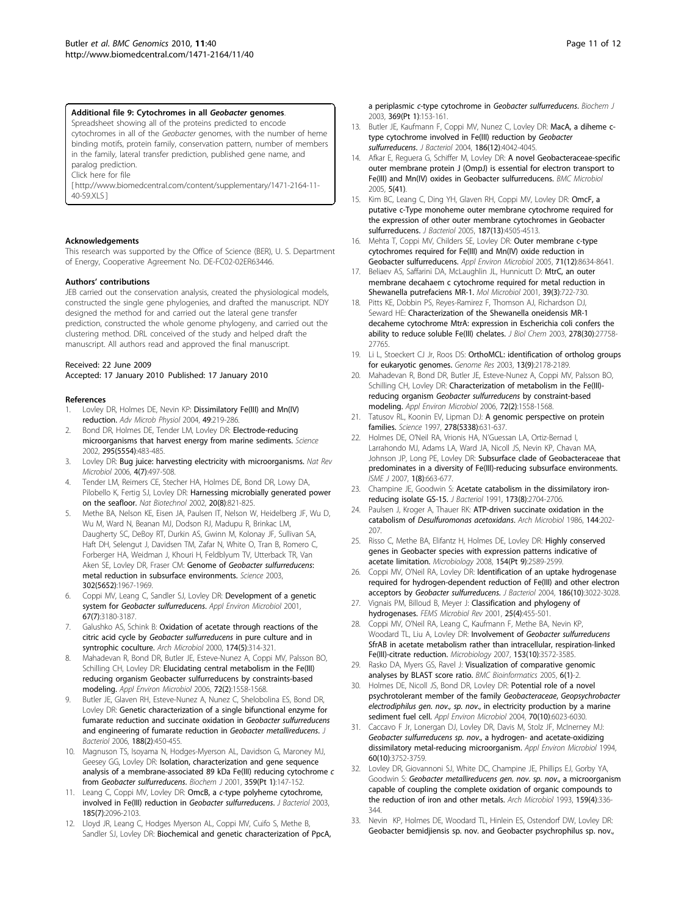**Additional file 9: Cytochromes in all *Geobacter* genomes**.
Spreadsheet showing all of the proteins predicted to encode cytochromes in all of the *Geobacter* genomes, with the number of heme binding motifs, protein family, conservation pattern, number of members in the family, lateral transfer prediction, published gene name, and paralog prediction.
Click here for file
[ http://www.biomedcentral.com/content/supplementary/1471-2164-11-40-S9.XLS ]

## Acknowledgements

This research was supported by the Office of Science (BER), U. S. Department of Energy, Cooperative Agreement No. DE-FC02-02ER63446.

## Authors' contributions

JEB carried out the conservation analysis, created the physiological models, constructed the single gene phylogenies, and drafted the manuscript. NDY designed the method for and carried out the lateral gene transfer prediction, constructed the whole genome phylogeny, and carried out the clustering method. DRL conceived of the study and helped draft the manuscript. All authors read and approved the final manuscript.

Received: 22 June 2009
Accepted: 17 January 2010 Published: 17 January 2010

## References

1. Lovley DR, Holmes DE, Nevin KP: **Dissimilatory Fe(III) and Mn(IV) reduction.** *Adv Microb Physiol* 2004, **49**:219-286.
2. Bond DR, Holmes DE, Tender LM, Lovley DR: **Electrode-reducing microorganisms that harvest energy from marine sediments.** *Science* 2002, **295(5554)**:483-485.
3. Lovley DR: **Bug juice: harvesting electricity with microorganisms.** *Nat Rev Microbiol* 2006, **4(7)**:497-508.
4. Tender LM, Reimers CE, Stecher HA, Holmes DE, Bond DR, Lowy DA, Pilobello K, Fertig SJ, Lovley DR: **Harnessing microbially generated power on the seafloor.** *Nat Biotechnol* 2002, **20(8)**:821-825.
5. Methe BA, Nelson KE, Eisen JA, Paulsen IT, Nelson W, Heidelberg JF, Wu D, Wu M, Ward N, Beanan MJ, Dodson RJ, Madupu R, Brinkac LM, Daugherty SC, DeBoy RT, Durkin AS, Gwinn M, Kolonay JF, Sullivan SA, Haft DH, Selengut J, Davidsen TM, Zafar N, White O, Tran B, Romero C, Forberger HA, Weidman J, Khouri H, Feldblyum TV, Utterback TR, Van Aken SE, Lovley DR, Fraser CM: **Genome of *Geobacter sulfurreducens*: metal reduction in subsurface environments.** *Science* 2003, **302(5652)**:1967-1969.
6. Coppi MV, Leang C, Sandler SJ, Lovley DR: **Development of a genetic system for *Geobacter sulfurreducens*.** *Appl Environ Microbiol* 2001, **67(7)**:3180-3187.
7. Galushko AS, Schink B: **Oxidation of acetate through reactions of the citric acid cycle by *Geobacter sulfurreducens* in pure culture and in syntrophic coculture.** *Arch Microbiol* 2000, **174(5)**:314-321.
8. Mahadevan R, Bond DR, Butler JE, Esteve-Nunez A, Coppi MV, Palsson BO, Schilling CH, Lovley DR: **Elucidating central metabolism in the Fe(III) reducing organism Geobacter sulfurreducens by constraints-based modeling.** *Appl Environ Microbiol* 2006, **72(2)**:1558-1568.
9. Butler JE, Glaven RH, Esteve-Nunez A, Nunez C, Shelobolina ES, Bond DR, Lovley DR: **Genetic characterization of a single bifunctional enzyme for fumarate reduction and succinate oxidation in *Geobacter sulfurreducens* and engineering of fumarate reduction in *Geobacter metallireducens*.** *J Bacteriol* 2006, **188(2)**:450-455.
10. Magnuson TS, Isoyama N, Hodges-Myerson AL, Davidson G, Maroney MJ, Geesey GG, Lovley DR: **Isolation, characterization and gene sequence analysis of a membrane-associated 89 kDa Fe(III) reducing cytochrome *c* from *Geobacter sulfurreducens*.** *Biochem J* 2001, **359(Pt 1)**:147-152.
11. Leang C, Coppi MV, Lovley DR: **OmcB, a *c*-type polyheme cytochrome, involved in Fe(III) reduction in *Geobacter sulfurreducens*.** *J Bacteriol* 2003, **185(7)**:2096-2103.
12. Lloyd JR, Leang C, Hodges Myerson AL, Coppi MV, Cuifo S, Methe B, Sandler SJ, Lovley DR: **Biochemical and genetic characterization of PpcA, a periplasmic *c*-type cytochrome in *Geobacter sulfurreducens*.** *Biochem J* 2003, **369(Pt 1)**:153-161.
13. Butler JE, Kaufmann F, Coppi MV, Nunez C, Lovley DR: **MacA, a diheme c-type cytochrome involved in Fe(III) reduction by *Geobacter sulfurreducens*.** *J Bacteriol* 2004, **186(12)**:4042-4045.
14. Afkar E, Reguera G, Schiffer M, Lovley DR: **A novel Geobacteraceae-specific outer membrane protein J (OmpJ) is essential for electron transport to Fe(III) and Mn(IV) oxides in Geobacter sulfurreducens.** *BMC Microbiol* 2005, **5(41)**.
15. Kim BC, Leang C, Ding YH, Glaven RH, Coppi MV, Lovley DR: **OmcF, a putative c-Type monoheme outer membrane cytochrome required for the expression of other outer membrane cytochromes in Geobacter sulfurreducens.** *J Bacteriol* 2005, **187(13)**:4505-4513.
16. Mehta T, Coppi MV, Childers SE, Lovley DR: **Outer membrane c-type cytochromes required for Fe(III) and Mn(IV) oxide reduction in Geobacter sulfurreducens.** *Appl Environ Microbiol* 2005, **71(12)**:8634-8641.
17. Beliaev AS, Saffarini DA, McLaughlin JL, Hunnicutt D: **MtrC, an outer membrane decahaem c cytochrome required for metal reduction in Shewanella putrefaciens MR-1.** *Mol Microbiol* 2001, **39(3)**:722-730.
18. Pitts KE, Dobbin PS, Reyes-Ramirez F, Thomson AJ, Richardson DJ, Seward HE: **Characterization of the Shewanella oneidensis MR-1 decaheme cytochrome MtrA: expression in Escherichia coli confers the ability to reduce soluble Fe(III) chelates.** *J Biol Chem* 2003, **278(30)**:27758-27765.
19. Li L, Stoeckert CJ Jr, Roos DS: **OrthoMCL: identification of ortholog groups for eukaryotic genomes.** *Genome Res* 2003, **13(9)**:2178-2189.
20. Mahadevan R, Bond DR, Butler JE, Esteve-Nunez A, Coppi MV, Palsson BO, Schilling CH, Lovley DR: **Characterization of metabolism in the Fe(III)-reducing organism *Geobacter sulfurreducens* by constraint-based modeling.** *Appl Environ Microbiol* 2006, **72(2)**:1558-1568.
21. Tatusov RL, Koonin EV, Lipman DJ: **A genomic perspective on protein families.** *Science* 1997, **278(5338)**:631-637.
22. Holmes DE, O'Neil RA, Vrionis HA, N'Guessan LA, Ortiz-Bernad I, Larrahondo MJ, Adams LA, Ward JA, Nicoll JS, Nevin KP, Chavan MA, Johnson JP, Long PE, Lovley DR: **Subsurface clade of Geobacteraceae that predominates in a diversity of Fe(III)-reducing subsurface environments.** *ISME J* 2007, **1(8)**:663-677.
23. Champine JE, Goodwin S: **Acetate catabolism in the dissimilatory iron-reducing isolate GS-15.** *J Bacteriol* 1991, **173(8)**:2704-2706.
24. Paulsen J, Kroger A, Thauer RK: **ATP-driven succinate oxidation in the catabolism of *Desulfuromonas acetoxidans*.** *Arch Microbiol* 1986, **144**:202-207.
25. Risso C, Methe BA, Elifantz H, Holmes DE, Lovley DR: **Highly conserved genes in Geobacter species with expression patterns indicative of acetate limitation.** *Microbiology* 2008, **154(Pt 9)**:2589-2599.
26. Coppi MV, O'Neil RA, Lovley DR: **Identification of an uptake hydrogenase required for hydrogen-dependent reduction of Fe(III) and other electron acceptors by *Geobacter sulfurreducens*.** *J Bacteriol* 2004, **186(10)**:3022-3028.
27. Vignais PM, Billoud B, Meyer J: **Classification and phylogeny of hydrogenases.** *FEMS Microbiol Rev* 2001, **25(4)**:455-501.
28. Coppi MV, O'Neil RA, Leang C, Kaufmann F, Methe BA, Nevin KP, Woodard TL, Liu A, Lovley DR: **Involvement of *Geobacter sulfurreducens* SfrAB in acetate metabolism rather than intracellular, respiration-linked Fe(III)-citrate reduction.** *Microbiology* 2007, **153(10)**:3572-3585.
29. Rasko DA, Myers GS, Ravel J: **Visualization of comparative genomic analyses by BLAST score ratio.** *BMC Bioinformatics* 2005, **6(1)**:2.
30. Holmes DE, Nicoll JS, Bond DR, Lovley DR: **Potential role of a novel psychrotolerant member of the family *Geobacteraceae*, *Geopsychrobacter electrodiphilus gen. nov., sp. nov.*, in electricity production by a marine sediment fuel cell.** *Appl Environ Microbiol* 2004, **70(10)**:6023-6030.
31. Caccavo F Jr, Lonergan DJ, Lovley DR, Davis M, Stolz JF, McInerney MJ: ***Geobacter sulfurreducens sp. nov.*, a hydrogen- and acetate-oxidizing dissimilatory metal-reducing microorganism.** *Appl Environ Microbiol* 1994, **60(10)**:3752-3759.
32. Lovley DR, Giovannoni SJ, White DC, Champine JE, Phillips EJ, Gorby YA, Goodwin S: ***Geobacter metallireducens gen. nov. sp. nov.*, a microorganism capable of coupling the complete oxidation of organic compounds to the reduction of iron and other metals.** *Arch Microbiol* 1993, **159(4)**:336-344.
33. Nevin KP, Holmes DE, Woodard TL, Hinlein ES, Ostendorf DW, Lovley DR: **Geobacter bemidjiensis sp. nov. and Geobacter psychrophilus sp. nov.,**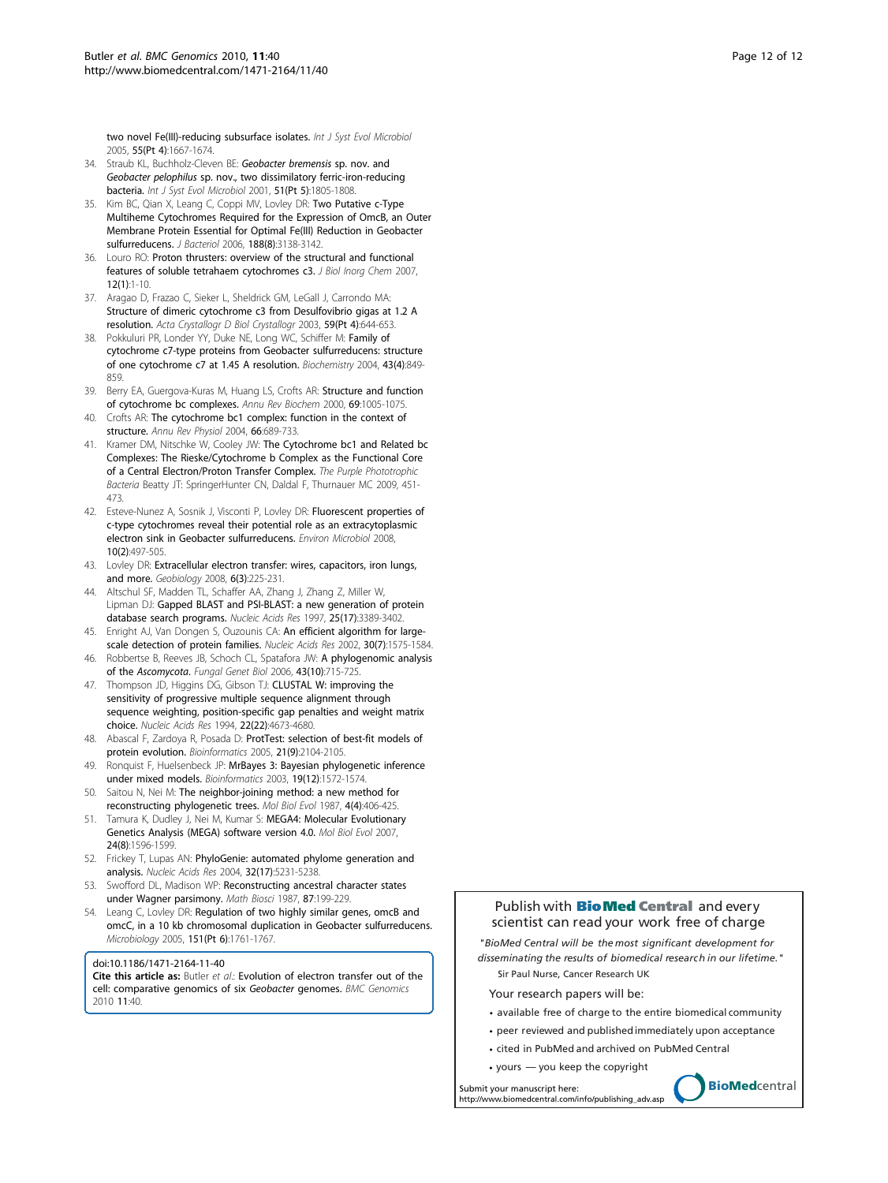two novel Fe(III)-reducing subsurface isolates. *Int J Syst Evol Microbiol* 2005, **55(Pt 4)**:1667-1674.

34. Straub KL, Buchholz-Cleven BE: ***Geobacter bremensis*** **sp. nov. and** ***Geobacter pelophilus*** **sp. nov., two dissimilatory ferric-iron-reducing bacteria.** *Int J Syst Evol Microbiol* 2001, **51(Pt 5)**:1805-1808.
35. Kim BC, Qian X, Leang C, Coppi MV, Lovley DR: **Two Putative c-Type Multiheme Cytochromes Required for the Expression of OmcB, an Outer Membrane Protein Essential for Optimal Fe(III) Reduction in Geobacter sulfurreducens.** *J Bacteriol* 2006, **188(8)**:3138-3142.
36. Louro RO: **Proton thrusters: overview of the structural and functional features of soluble tetrahaem cytochromes c3.** *J Biol Inorg Chem* 2007, **12(1)**:1-10.
37. Aragao D, Frazao C, Sieker L, Sheldrick GM, LeGall J, Carrondo MA: **Structure of dimeric cytochrome c3 from Desulfovibrio gigas at 1.2 A resolution.** *Acta Crystallogr D Biol Crystallogr* 2003, **59(Pt 4)**:644-653.
38. Pokkuluri PR, Londer YY, Duke NE, Long WC, Schiffer M: **Family of cytochrome c7-type proteins from Geobacter sulfurreducens: structure of one cytochrome c7 at 1.45 A resolution.** *Biochemistry* 2004, **43(4)**:849-859.
39. Berry EA, Guergova-Kuras M, Huang LS, Crofts AR: **Structure and function of cytochrome bc complexes.** *Annu Rev Biochem* 2000, **69**:1005-1075.
40. Crofts AR: **The cytochrome bc1 complex: function in the context of structure.** *Annu Rev Physiol* 2004, **66**:689-733.
41. Kramer DM, Nitschke W, Cooley JW: **The Cytochrome bc1 and Related bc Complexes: The Rieske/Cytochrome b Complex as the Functional Core of a Central Electron/Proton Transfer Complex.** *The Purple Phototrophic Bacteria* Beatty JT: SpringerHunter CN, Daldal F, Thurnauer MC 2009, 451-473.
42. Esteve-Nunez A, Sosnik J, Visconti P, Lovley DR: **Fluorescent properties of c-type cytochromes reveal their potential role as an extracytoplasmic electron sink in Geobacter sulfurreducens.** *Environ Microbiol* 2008, **10(2)**:497-505.
43. Lovley DR: **Extracellular electron transfer: wires, capacitors, iron lungs, and more.** *Geobiology* 2008, **6(3)**:225-231.
44. Altschul SF, Madden TL, Schaffer AA, Zhang J, Zhang Z, Miller W, Lipman DJ: **Gapped BLAST and PSI-BLAST: a new generation of protein database search programs.** *Nucleic Acids Res* 1997, **25(17)**:3389-3402.
45. Enright AJ, Van Dongen S, Ouzounis CA: **An efficient algorithm for large-scale detection of protein families.** *Nucleic Acids Res* 2002, **30(7)**:1575-1584.
46. Robbertse B, Reeves JB, Schoch CL, Spatafora JW: **A phylogenomic analysis of the** ***Ascomycota*****.** *Fungal Genet Biol* 2006, **43(10)**:715-725.
47. Thompson JD, Higgins DG, Gibson TJ: **CLUSTAL W: improving the sensitivity of progressive multiple sequence alignment through sequence weighting, position-specific gap penalties and weight matrix choice.** *Nucleic Acids Res* 1994, **22(22)**:4673-4680.
48. Abascal F, Zardoya R, Posada D: **ProtTest: selection of best-fit models of protein evolution.** *Bioinformatics* 2005, **21(9)**:2104-2105.
49. Ronquist F, Huelsenbeck JP: **MrBayes 3: Bayesian phylogenetic inference under mixed models.** *Bioinformatics* 2003, **19(12)**:1572-1574.
50. Saitou N, Nei M: **The neighbor-joining method: a new method for reconstructing phylogenetic trees.** *Mol Biol Evol* 1987, **4(4)**:406-425.
51. Tamura K, Dudley J, Nei M, Kumar S: **MEGA4: Molecular Evolutionary Genetics Analysis (MEGA) software version 4.0.** *Mol Biol Evol* 2007, **24(8)**:1596-1599.
52. Frickey T, Lupas AN: **PhyloGenie: automated phylome generation and analysis.** *Nucleic Acids Res* 2004, **32(17)**:5231-5238.
53. Swofford DL, Madison WP: **Reconstructing ancestral character states under Wagner parsimony.** *Math Biosci* 1987, **87**:199-229.
54. Leang C, Lovley DR: **Regulation of two highly similar genes, omcB and omcC, in a 10 kb chromosomal duplication in Geobacter sulfurreducens.** *Microbiology* 2005, **151(Pt 6)**:1761-1767.

doi:10.1186/1471-2164-11-40

**Cite this article as:** Butler *et al.*: Evolution of electron transfer out of the cell: comparative genomics of six *Geobacter* genomes. *BMC Genomics* 2010 **11**:40.

Publish with **BioMed Central** and every scientist can read your work free of charge

*"BioMed Central will be the most significant development for disseminating the results of biomedical research in our lifetime."*
Sir Paul Nurse, Cancer Research UK

Your research papers will be:

- available free of charge to the entire biomedical community
- peer reviewed and published immediately upon acceptance
- cited in PubMed and archived on PubMed Central
- yours — you keep the copyright

Submit your manuscript here:
http://www.biomedcentral.com/info/publishing_adv.asp

BioMedcentral